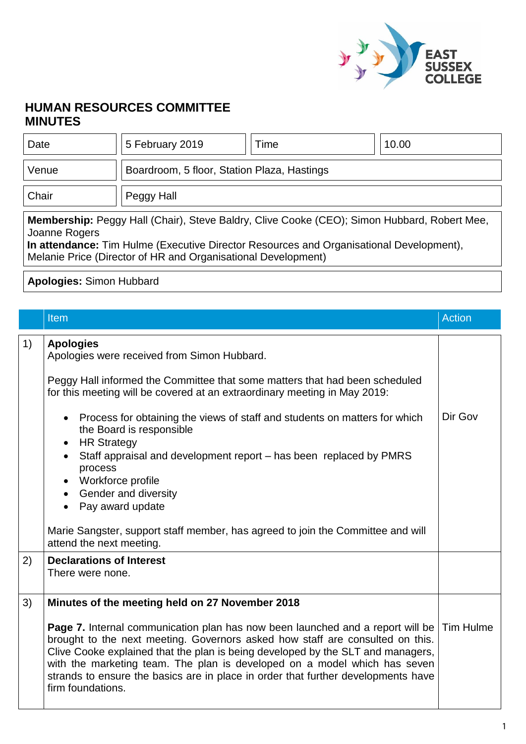# HUMAN RESOURCES COMMITTEE MINUTES

| Date | 5 February 2019 | Time | 10.00 |
|---|---|---|---|
| Venue | Boardroom, 5 floor, Station Plaza, Hastings | | |
| Chair | Peggy Hall | | |

**Membership:** Peggy Hall (Chair), Steve Baldry, Clive Cooke (CEO); Simon Hubbard, Robert Mee, Joanne Rogers
**In attendance:** Tim Hulme (Executive Director Resources and Organisational Development), Melanie Price (Director of HR and Organisational Development)

**Apologies:** Simon Hubbard

| | Item | Action |
|---|---|---|
| 1) | **Apologies**<br>Apologies were received from Simon Hubbard.<br><br>Peggy Hall informed the Committee that some matters that had been scheduled for this meeting will be covered at an extraordinary meeting in May 2019:<br><br>• Process for obtaining the views of staff and students on matters for which the Board is responsible<br>• HR Strategy<br>• Staff appraisal and development report – has been replaced by PMRS process<br>• Workforce profile<br>• Gender and diversity<br>• Pay award update<br><br>Marie Sangster, support staff member, has agreed to join the Committee and will attend the next meeting. | Dir Gov |
| 2) | **Declarations of Interest**<br>There were none. | |
| 3) | **Minutes of the meeting held on 27 November 2018**<br><br>**Page 7.** Internal communication plan has now been launched and a report will be brought to the next meeting. Governors asked how staff are consulted on this. Clive Cooke explained that the plan is being developed by the SLT and managers, with the marketing team. The plan is developed on a model which has seven strands to ensure the basics are in place in order that further developments have firm foundations. | Tim Hulme |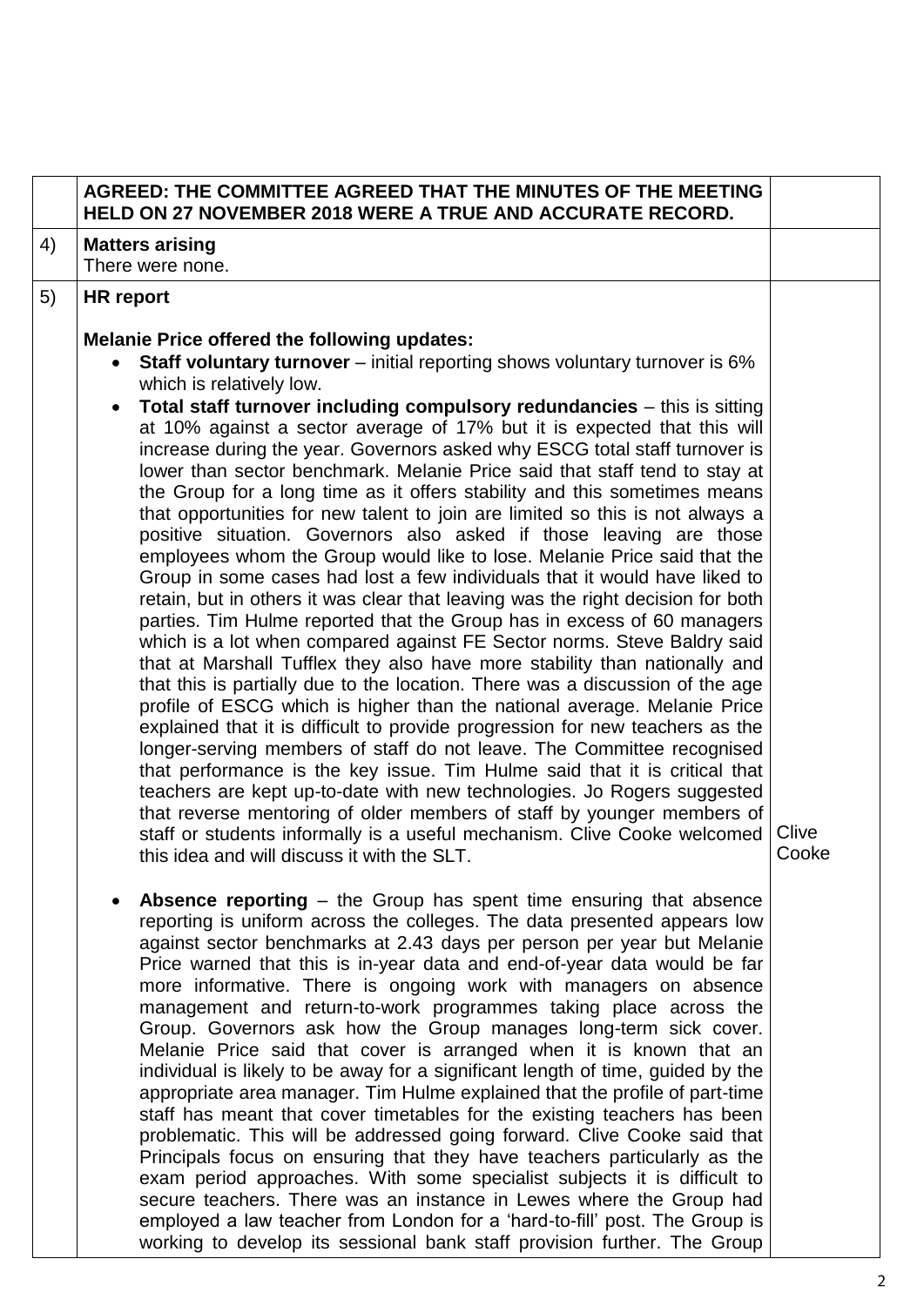| | | |
|---|---|---|
| | **AGREED: THE COMMITTEE AGREED THAT THE MINUTES OF THE MEETING HELD ON 27 NOVEMBER 2018 WERE A TRUE AND ACCURATE RECORD.** | |
| 4) | **Matters arising**<br>There were none. | |
| 5) | **HR report**<br><br>**Melanie Price offered the following updates:**<br>• **Staff voluntary turnover** – initial reporting shows voluntary turnover is 6% which is relatively low.<br>• **Total staff turnover including compulsory redundancies** – this is sitting at 10% against a sector average of 17% but it is expected that this will increase during the year. Governors asked why ESCG total staff turnover is lower than sector benchmark. Melanie Price said that staff tend to stay at the Group for a long time as it offers stability and this sometimes means that opportunities for new talent to join are limited so this is not always a positive situation. Governors also asked if those leaving are those employees whom the Group would like to lose. Melanie Price said that the Group in some cases had lost a few individuals that it would have liked to retain, but in others it was clear that leaving was the right decision for both parties. Tim Hulme reported that the Group has in excess of 60 managers which is a lot when compared against FE Sector norms. Steve Baldry said that at Marshall Tufflex they also have more stability than nationally and that this is partially due to the location. There was a discussion of the age profile of ESCG which is higher than the national average. Melanie Price explained that it is difficult to provide progression for new teachers as the longer-serving members of staff do not leave. The Committee recognised that performance is the key issue. Tim Hulme said that it is critical that teachers are kept up-to-date with new technologies. Jo Rogers suggested that reverse mentoring of older members of staff by younger members of staff or students informally is a useful mechanism. Clive Cooke welcomed this idea and will discuss it with the SLT.<br><br>• **Absence reporting** – the Group has spent time ensuring that absence reporting is uniform across the colleges. The data presented appears low against sector benchmarks at 2.43 days per person per year but Melanie Price warned that this is in-year data and end-of-year data would be far more informative. There is ongoing work with managers on absence management and return-to-work programmes taking place across the Group. Governors ask how the Group manages long-term sick cover. Melanie Price said that cover is arranged when it is known that an individual is likely to be away for a significant length of time, guided by the appropriate area manager. Tim Hulme explained that the profile of part-time staff has meant that cover timetables for the existing teachers has been problematic. This will be addressed going forward. Clive Cooke said that Principals focus on ensuring that they have teachers particularly as the exam period approaches. With some specialist subjects it is difficult to secure teachers. There was an instance in Lewes where the Group had employed a law teacher from London for a 'hard-to-fill' post. The Group is working to develop its sessional bank staff provision further. The Group | Clive Cooke |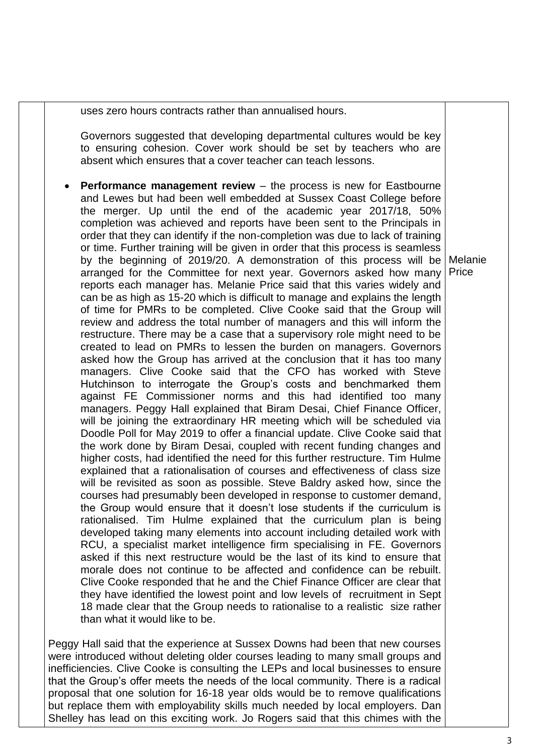| | | |
|---|---|---|
| | uses zero hours contracts rather than annualised hours.<br><br>Governors suggested that developing departmental cultures would be key to ensuring cohesion. Cover work should be set by teachers who are absent which ensures that a cover teacher can teach lessons.<br><br>• **Performance management review** – the process is new for Eastbourne and Lewes but had been well embedded at Sussex Coast College before the merger. Up until the end of the academic year 2017/18, 50% completion was achieved and reports have been sent to the Principals in order that they can identify if the non-completion was due to lack of training or time. Further training will be given in order that this process is seamless by the beginning of 2019/20. A demonstration of this process will be arranged for the Committee for next year. Governors asked how many reports each manager has. Melanie Price said that this varies widely and can be as high as 15-20 which is difficult to manage and explains the length of time for PMRs to be completed. Clive Cooke said that the Group will review and address the total number of managers and this will inform the restructure. There may be a case that a supervisory role might need to be created to lead on PMRs to lessen the burden on managers. Governors asked how the Group has arrived at the conclusion that it has too many managers. Clive Cooke said that the CFO has worked with Steve Hutchinson to interrogate the Group's costs and benchmarked them against FE Commissioner norms and this had identified too many managers. Peggy Hall explained that Biram Desai, Chief Finance Officer, will be joining the extraordinary HR meeting which will be scheduled via Doodle Poll for May 2019 to offer a financial update. Clive Cooke said that the work done by Biram Desai, coupled with recent funding changes and higher costs, had identified the need for this further restructure. Tim Hulme explained that a rationalisation of courses and effectiveness of class size will be revisited as soon as possible. Steve Baldry asked how, since the courses had presumably been developed in response to customer demand, the Group would ensure that it doesn't lose students if the curriculum is rationalised. Tim Hulme explained that the curriculum plan is being developed taking many elements into account including detailed work with RCU, a specialist market intelligence firm specialising in FE. Governors asked if this next restructure would be the last of its kind to ensure that morale does not continue to be affected and confidence can be rebuilt. Clive Cooke responded that he and the Chief Finance Officer are clear that they have identified the lowest point and low levels of recruitment in Sept 18 made clear that the Group needs to rationalise to a realistic size rather than what it would like to be.<br><br>Peggy Hall said that the experience at Sussex Downs had been that new courses were introduced without deleting older courses leading to many small groups and inefficiencies. Clive Cooke is consulting the LEPs and local businesses to ensure that the Group's offer meets the needs of the local community. There is a radical proposal that one solution for 16-18 year olds would be to remove qualifications but replace them with employability skills much needed by local employers. Dan Shelley has lead on this exciting work. Jo Rogers said that this chimes with the | Melanie Price |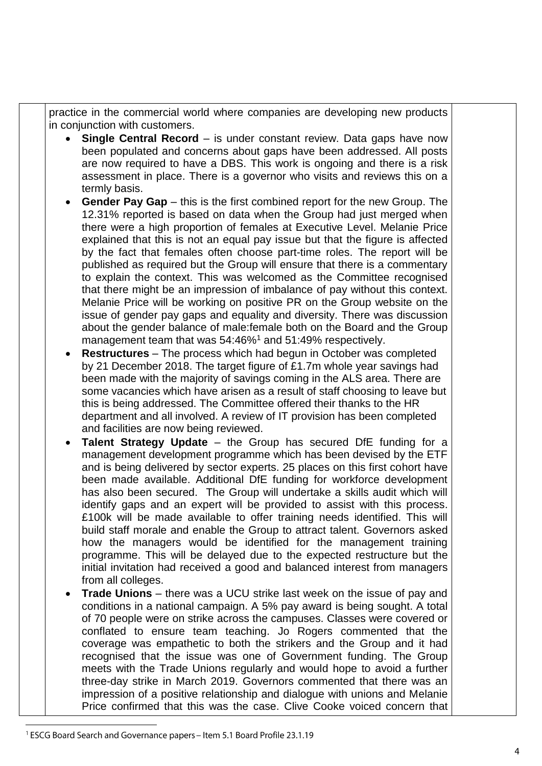practice in the commercial world where companies are developing new products in conjunction with customers.

- **Single Central Record** – is under constant review. Data gaps have now been populated and concerns about gaps have been addressed. All posts are now required to have a DBS. This work is ongoing and there is a risk assessment in place. There is a governor who visits and reviews this on a termly basis.
- **Gender Pay Gap** – this is the first combined report for the new Group. The 12.31% reported is based on data when the Group had just merged when there were a high proportion of females at Executive Level. Melanie Price explained that this is not an equal pay issue but that the figure is affected by the fact that females often choose part-time roles. The report will be published as required but the Group will ensure that there is a commentary to explain the context. This was welcomed as the Committee recognised that there might be an impression of imbalance of pay without this context. Melanie Price will be working on positive PR on the Group website on the issue of gender pay gaps and equality and diversity. There was discussion about the gender balance of male:female both on the Board and the Group management team that was 54:46%[1] and 51:49% respectively.
- **Restructures** – The process which had begun in October was completed by 21 December 2018. The target figure of £1.7m whole year savings had been made with the majority of savings coming in the ALS area. There are some vacancies which have arisen as a result of staff choosing to leave but this is being addressed. The Committee offered their thanks to the HR department and all involved. A review of IT provision has been completed and facilities are now being reviewed.
- **Talent Strategy Update** – the Group has secured DfE funding for a management development programme which has been devised by the ETF and is being delivered by sector experts. 25 places on this first cohort have been made available. Additional DfE funding for workforce development has also been secured. The Group will undertake a skills audit which will identify gaps and an expert will be provided to assist with this process. £100k will be made available to offer training needs identified. This will build staff morale and enable the Group to attract talent. Governors asked how the managers would be identified for the management training programme. This will be delayed due to the expected restructure but the initial invitation had received a good and balanced interest from managers from all colleges.
- **Trade Unions** – there was a UCU strike last week on the issue of pay and conditions in a national campaign. A 5% pay award is being sought. A total of 70 people were on strike across the campuses. Classes were covered or conflated to ensure team teaching. Jo Rogers commented that the coverage was empathetic to both the strikers and the Group and it had recognised that the issue was one of Government funding. The Group meets with the Trade Unions regularly and would hope to avoid a further three-day strike in March 2019. Governors commented that there was an impression of a positive relationship and dialogue with unions and Melanie Price confirmed that this was the case. Clive Cooke voiced concern that

[1] ESCG Board Search and Governance papers – Item 5.1 Board Profile 23.1.19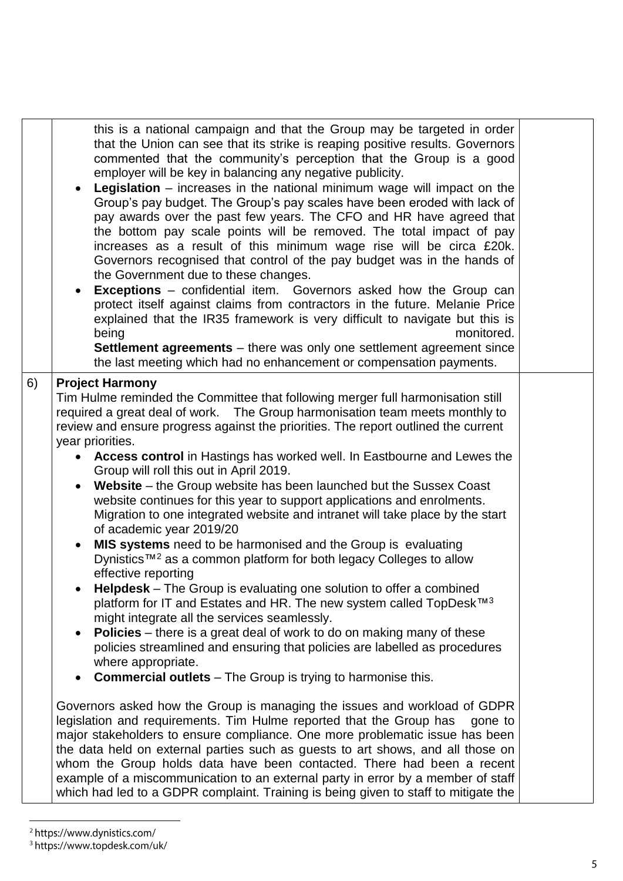| | | |
|---|---|---|
| | this is a national campaign and that the Group may be targeted in order that the Union can see that its strike is reaping positive results. Governors commented that the community's perception that the Group is a good employer will be key in balancing any negative publicity.<br>• **Legislation** – increases in the national minimum wage will impact on the Group's pay budget. The Group's pay scales have been eroded with lack of pay awards over the past few years. The CFO and HR have agreed that the bottom pay scale points will be removed. The total impact of pay increases as a result of this minimum wage rise will be circa £20k. Governors recognised that control of the pay budget was in the hands of the Government due to these changes.<br>• **Exceptions** – confidential item. Governors asked how the Group can protect itself against claims from contractors in the future. Melanie Price explained that the IR35 framework is very difficult to navigate but this is being monitored.<br>**Settlement agreements** – there was only one settlement agreement since the last meeting which had no enhancement or compensation payments. | |
| 6) | **Project Harmony**<br>Tim Hulme reminded the Committee that following merger full harmonisation still required a great deal of work. The Group harmonisation team meets monthly to review and ensure progress against the priorities. The report outlined the current year priorities.<br>• **Access control** in Hastings has worked well. In Eastbourne and Lewes the Group will roll this out in April 2019.<br>• **Website** – the Group website has been launched but the Sussex Coast website continues for this year to support applications and enrolments. Migration to one integrated website and intranet will take place by the start of academic year 2019/20<br>• **MIS systems** need to be harmonised and the Group is evaluating Dynistics™[2] as a common platform for both legacy Colleges to allow effective reporting<br>• **Helpdesk** – The Group is evaluating one solution to offer a combined platform for IT and Estates and HR. The new system called TopDesk™[3] might integrate all the services seamlessly.<br>• **Policies** – there is a great deal of work to do on making many of these policies streamlined and ensuring that policies are labelled as procedures where appropriate.<br>• **Commercial outlets** – The Group is trying to harmonise this.<br><br>Governors asked how the Group is managing the issues and workload of GDPR legislation and requirements. Tim Hulme reported that the Group has gone to major stakeholders to ensure compliance. One more problematic issue has been the data held on external parties such as guests to art shows, and all those on whom the Group holds data have been contacted. There had been a recent example of a miscommunication to an external party in error by a member of staff which had led to a GDPR complaint. Training is being given to staff to mitigate the | |

[2] https://www.dynistics.com/

[3] https://www.topdesk.com/uk/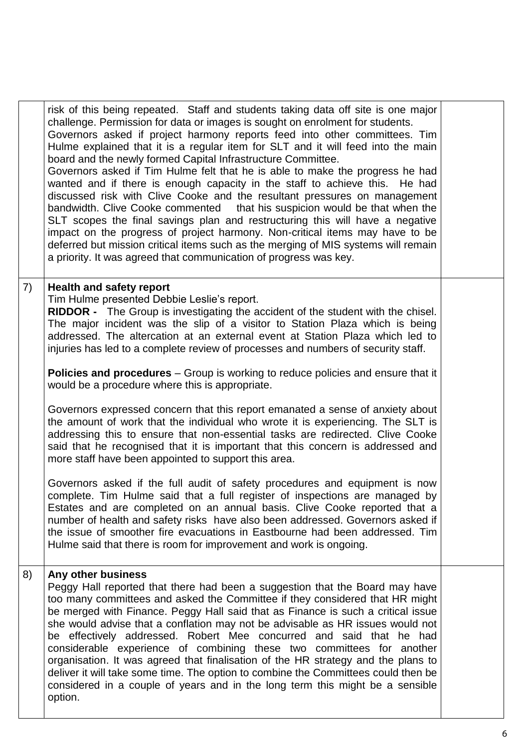| | | |
|---|---|---|
| | risk of this being repeated. Staff and students taking data off site is one major challenge. Permission for data or images is sought on enrolment for students.<br>Governors asked if project harmony reports feed into other committees. Tim Hulme explained that it is a regular item for SLT and it will feed into the main board and the newly formed Capital Infrastructure Committee.<br>Governors asked if Tim Hulme felt that he is able to make the progress he had wanted and if there is enough capacity in the staff to achieve this. He had discussed risk with Clive Cooke and the resultant pressures on management bandwidth. Clive Cooke commented that his suspicion would be that when the SLT scopes the final savings plan and restructuring this will have a negative impact on the progress of project harmony. Non-critical items may have to be deferred but mission critical items such as the merging of MIS systems will remain a priority. It was agreed that communication of progress was key. | |
| 7) | **Health and safety report**<br>Tim Hulme presented Debbie Leslie's report.<br>**RIDDOR -** The Group is investigating the accident of the student with the chisel. The major incident was the slip of a visitor to Station Plaza which is being addressed. The altercation at an external event at Station Plaza which led to injuries has led to a complete review of processes and numbers of security staff.<br><br>**Policies and procedures** – Group is working to reduce policies and ensure that it would be a procedure where this is appropriate.<br><br>Governors expressed concern that this report emanated a sense of anxiety about the amount of work that the individual who wrote it is experiencing. The SLT is addressing this to ensure that non-essential tasks are redirected. Clive Cooke said that he recognised that it is important that this concern is addressed and more staff have been appointed to support this area.<br><br>Governors asked if the full audit of safety procedures and equipment is now complete. Tim Hulme said that a full register of inspections are managed by Estates and are completed on an annual basis. Clive Cooke reported that a number of health and safety risks have also been addressed. Governors asked if the issue of smoother fire evacuations in Eastbourne had been addressed. Tim Hulme said that there is room for improvement and work is ongoing. | |
| 8) | **Any other business**<br>Peggy Hall reported that there had been a suggestion that the Board may have too many committees and asked the Committee if they considered that HR might be merged with Finance. Peggy Hall said that as Finance is such a critical issue she would advise that a conflation may not be advisable as HR issues would not be effectively addressed. Robert Mee concurred and said that he had considerable experience of combining these two committees for another organisation. It was agreed that finalisation of the HR strategy and the plans to deliver it will take some time. The option to combine the Committees could then be considered in a couple of years and in the long term this might be a sensible option. | |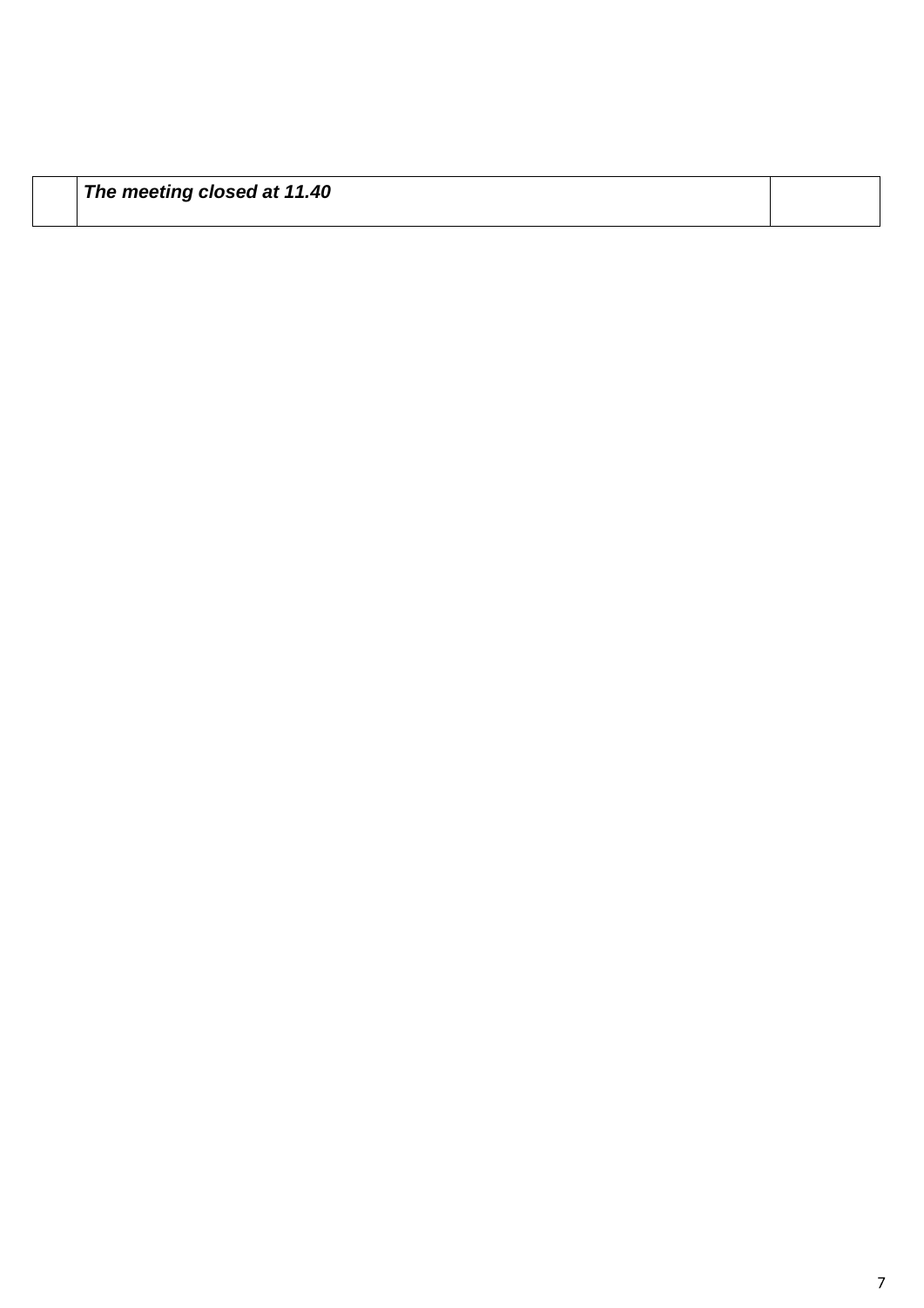| | | |
|---|---|---|
| | ***The meeting closed at 11.40*** | |